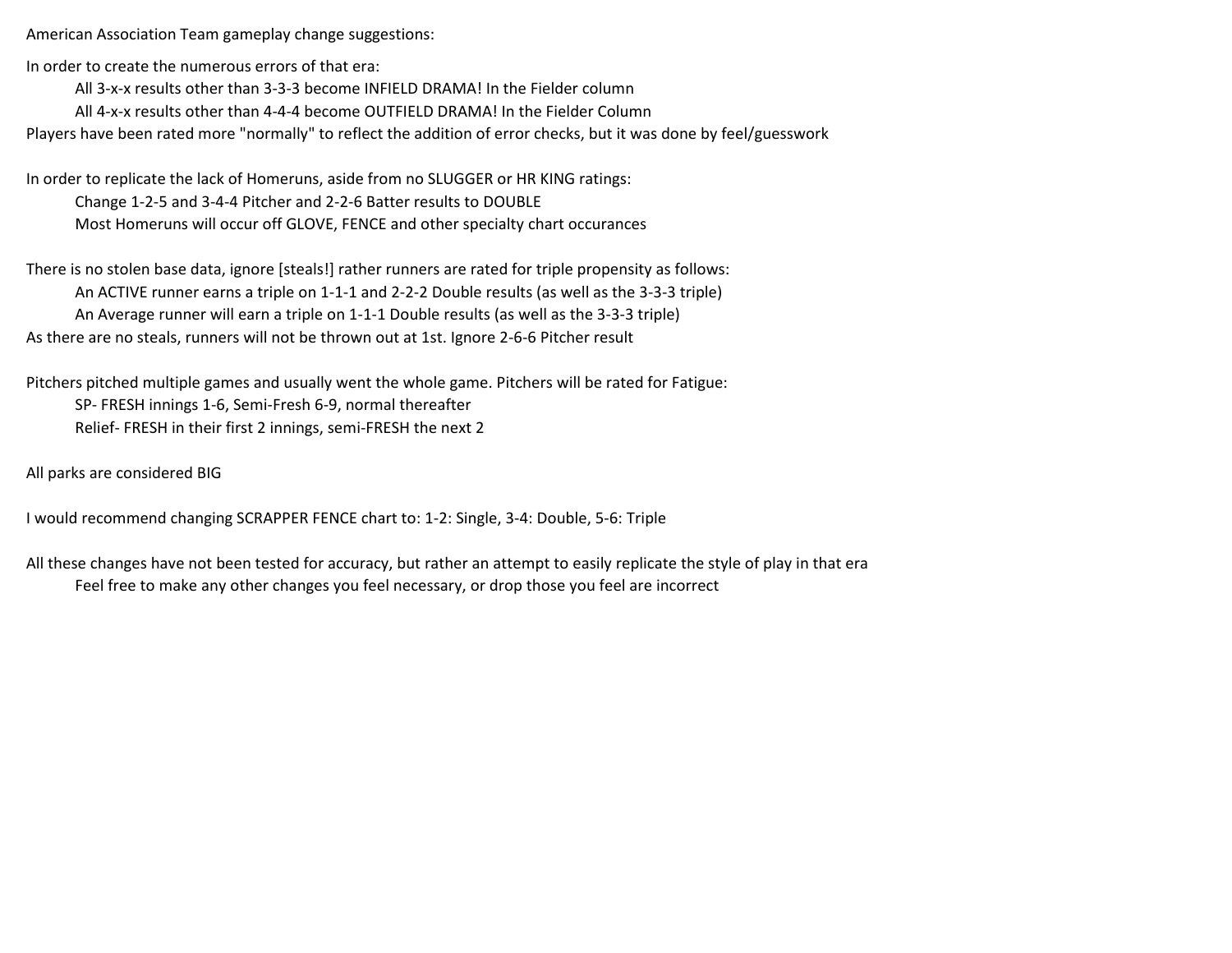American Association Team gameplay change suggestions:

In order to create the numerous errors of that era:

- All 3-x-x results other than 3-3-3 become INFIELD DRAMA! In the Fielder column
- All 4-x-x results other than 4-4-4 become OUTFIELD DRAMA! In the Fielder Column

Players have been rated more "normally" to reflect the addition of error checks, but it was done by feel/guesswork

In order to replicate the lack of Homeruns, aside from no SLUGGER or HR KING ratings:

- Change 1-2-5 and 3-4-4 Pitcher and 2-2-6 Batter results to DOUBLE
- Most Homeruns will occur off GLOVE, FENCE and other specialty chart occurances

There is no stolen base data, ignore [steals!] rather runners are rated for triple propensity as follows:

- An ACTIVE runner earns a triple on 1-1-1 and 2-2-2 Double results (as well as the 3-3-3 triple)
- An Average runner will earn a triple on 1-1-1 Double results (as well as the 3-3-3 triple)

As there are no steals, runners will not be thrown out at 1st. Ignore 2-6-6 Pitcher result

Pitchers pitched multiple games and usually went the whole game. Pitchers will be rated for Fatigue:

- SP- FRESH innings 1-6, Semi-Fresh 6-9, normal thereafter
- Relief- FRESH in their first 2 innings, semi-FRESH the next 2

All parks are considered BIG

I would recommend changing SCRAPPER FENCE chart to: 1-2: Single, 3-4: Double, 5-6: Triple

All these changes have not been tested for accuracy, but rather an attempt to easily replicate the style of play in that era

- Feel free to make any other changes you feel necessary, or drop those you feel are incorrect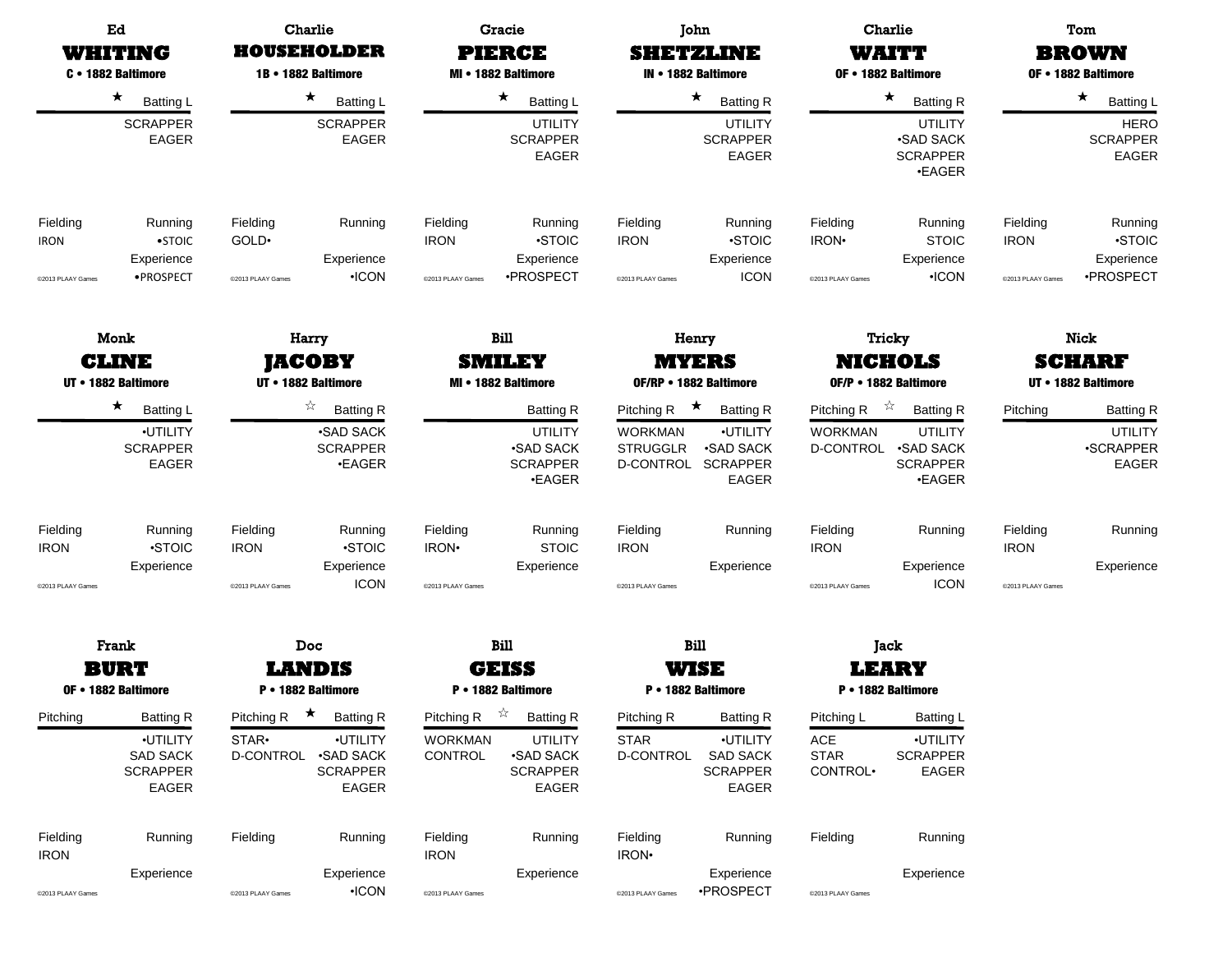## Ed WHITING
**C • 1882 Baltimore**

★ Batting L

SCRAPPER
EAGER

Fielding: IRON
Running: •STOIC
Experience: •PROSPECT

©2013 PLAAY Games

## Charlie HOUSEHOLDER
**1B • 1882 Baltimore**

★ Batting L

SCRAPPER
EAGER

Fielding: GOLD•
Running:
Experience: •ICON

©2013 PLAAY Games

## Gracie PIERCE
**MI • 1882 Baltimore**

★ Batting L

UTILITY
SCRAPPER
EAGER

Fielding: IRON
Running: •STOIC
Experience: •PROSPECT

©2013 PLAAY Games

## John SHETZLINE
**IN • 1882 Baltimore**

★ Batting R

UTILITY
SCRAPPER
EAGER

Fielding: IRON
Running: •STOIC
Experience: ICON

©2013 PLAAY Games

## Charlie WAITT
**OF • 1882 Baltimore**

★ Batting R

UTILITY
•SAD SACK
SCRAPPER
•EAGER

Fielding: IRON•
Running: STOIC
Experience: •ICON

©2013 PLAAY Games

## Tom BROWN
**OF • 1882 Baltimore**

★ Batting L

HERO
SCRAPPER
EAGER

Fielding: IRON
Running: •STOIC
Experience: •PROSPECT

©2013 PLAAY Games

## Monk CLINE
**UT • 1882 Baltimore**

★ Batting L

•UTILITY
SCRAPPER
EAGER

Fielding: IRON
Running: •STOIC
Experience:

©2013 PLAAY Games

## Harry JACOBY
**UT • 1882 Baltimore**

☆ Batting R

•SAD SACK
SCRAPPER
•EAGER

Fielding: IRON
Running: •STOIC
Experience: ICON

©2013 PLAAY Games

## Bill SMILEY
**MI • 1882 Baltimore**

Batting R

UTILITY
•SAD SACK
SCRAPPER
•EAGER

Fielding: IRON•
Running: STOIC
Experience:

©2013 PLAAY Games

## Henry MYERS
**OF/RP • 1882 Baltimore**

Pitching R ★ Batting R

| Pitching | Batting |
|---|---|
| WORKMAN | •UTILITY |
| STRUGGLR | •SAD SACK |
| D-CONTROL | SCRAPPER |
| | EAGER |

Fielding: IRON
Running:
Experience:

©2013 PLAAY Games

## Tricky NICHOLS
**OF/P • 1882 Baltimore**

Pitching R ☆ Batting R

| Pitching | Batting |
|---|---|
| WORKMAN | UTILITY |
| D-CONTROL | •SAD SACK |
| | SCRAPPER |
| | •EAGER |

Fielding: IRON
Running:
Experience: ICON

©2013 PLAAY Games

## Nick SCHARF
**UT • 1882 Baltimore**

Pitching / Batting R

UTILITY
•SCRAPPER
EAGER

Fielding: IRON
Running:
Experience:

©2013 PLAAY Games

## Frank BURT
**OF • 1882 Baltimore**

Pitching / Batting R

•UTILITY
SAD SACK
SCRAPPER
EAGER

Fielding: IRON
Running:
Experience:

©2013 PLAAY Games

## Doc LANDIS
**P • 1882 Baltimore**

Pitching R ★ Batting R

| Pitching | Batting |
|---|---|
| STAR• | •UTILITY |
| D-CONTROL | •SAD SACK |
| | SCRAPPER |
| | EAGER |

Fielding:
Running:
Experience: •ICON

©2013 PLAAY Games

## Bill GEISS
**P • 1882 Baltimore**

Pitching R ☆ Batting R

| Pitching | Batting |
|---|---|
| WORKMAN | UTILITY |
| CONTROL | •SAD SACK |
| | SCRAPPER |
| | EAGER |

Fielding: IRON
Running:
Experience:

©2013 PLAAY Games

## Bill WISE
**P • 1882 Baltimore**

Pitching R / Batting R

| Pitching | Batting |
|---|---|
| STAR | •UTILITY |
| D-CONTROL | SAD SACK |
| | SCRAPPER |
| | EAGER |

Fielding: IRON•
Running:
Experience: •PROSPECT

©2013 PLAAY Games

## Jack LEARY
**P • 1882 Baltimore**

Pitching L / Batting L

| Pitching | Batting |
|---|---|
| ACE | •UTILITY |
| STAR | SCRAPPER |
| CONTROL• | EAGER |

Fielding:
Running:
Experience:

©2013 PLAAY Games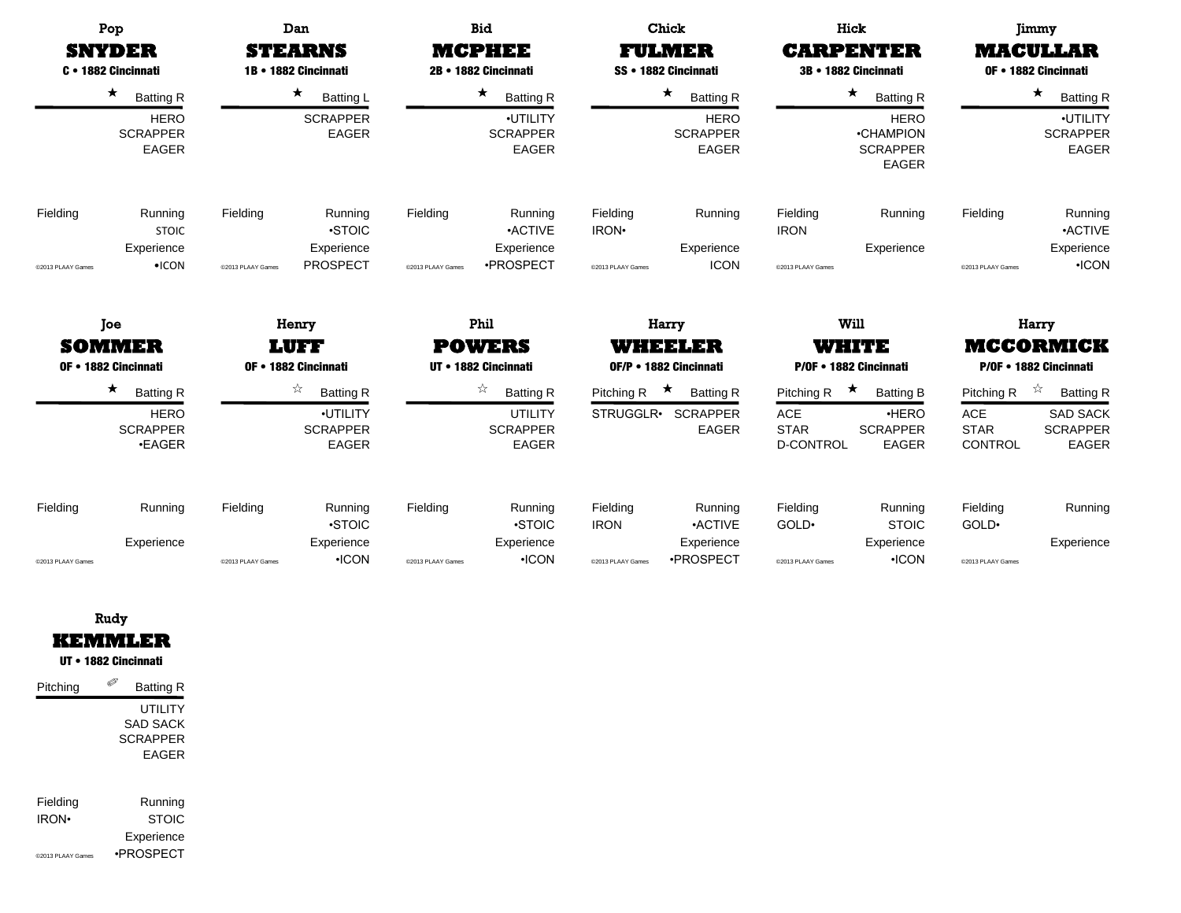## Pop SNYDER
**C • 1882 Cincinnati**

★ Batting R

HERO
SCRAPPER
EAGER

Fielding

Running: STOIC

Experience: •ICON

©2013 PLAAY Games

---

## Dan STEARNS
**1B • 1882 Cincinnati**

★ Batting L

SCRAPPER
EAGER

Fielding

Running: •STOIC

Experience: PROSPECT

©2013 PLAAY Games

---

## Bid MCPHEE
**2B • 1882 Cincinnati**

★ Batting R

•UTILITY
SCRAPPER
EAGER

Fielding

Running: •ACTIVE

Experience: •PROSPECT

©2013 PLAAY Games

---

## Chick FULMER
**SS • 1882 Cincinnati**

★ Batting R

HERO
SCRAPPER
EAGER

Fielding: IRON•

Running

Experience: ICON

©2013 PLAAY Games

---

## Hick CARPENTER
**3B • 1882 Cincinnati**

★ Batting R

HERO
•CHAMPION
SCRAPPER
EAGER

Fielding: IRON

Running

Experience

©2013 PLAAY Games

---

## Jimmy MACULLAR
**OF • 1882 Cincinnati**

★ Batting R

•UTILITY
SCRAPPER
EAGER

Fielding

Running: •ACTIVE

Experience: •ICON

©2013 PLAAY Games

---

## Joe SOMMER
**OF • 1882 Cincinnati**

★ Batting R

HERO
SCRAPPER
•EAGER

Fielding

Running

Experience

©2013 PLAAY Games

---

## Henry LUFF
**OF • 1882 Cincinnati**

☆ Batting R

•UTILITY
SCRAPPER
EAGER

Fielding

Running: •STOIC

Experience: •ICON

©2013 PLAAY Games

---

## Phil POWERS
**UT • 1882 Cincinnati**

☆ Batting R

UTILITY
SCRAPPER
EAGER

Fielding

Running: •STOIC

Experience: •ICON

©2013 PLAAY Games

---

## Harry WHEELER
**OF/P • 1882 Cincinnati**

Pitching R ★ Batting R

Pitching: STRUGGLR•

Batting: SCRAPPER, EAGER

Fielding: IRON

Running: •ACTIVE

Experience: •PROSPECT

©2013 PLAAY Games

---

## Will WHITE
**P/OF • 1882 Cincinnati**

Pitching R ★ Batting B

Pitching: ACE, STAR, D-CONTROL

Batting: •HERO, SCRAPPER, EAGER

Fielding: GOLD•

Running: STOIC

Experience: •ICON

©2013 PLAAY Games

---

## Harry MCCORMICK
**P/OF • 1882 Cincinnati**

Pitching R ☆ Batting R

Pitching: ACE, STAR, CONTROL

Batting: SAD SACK, SCRAPPER, EAGER

Fielding: GOLD•

Running

Experience

©2013 PLAAY Games

---

## Rudy KEMMLER
**UT • 1882 Cincinnati**

Pitching ✐ Batting R

UTILITY
SAD SACK
SCRAPPER
EAGER

Fielding: IRON•

Running: STOIC

Experience: •PROSPECT

©2013 PLAAY Games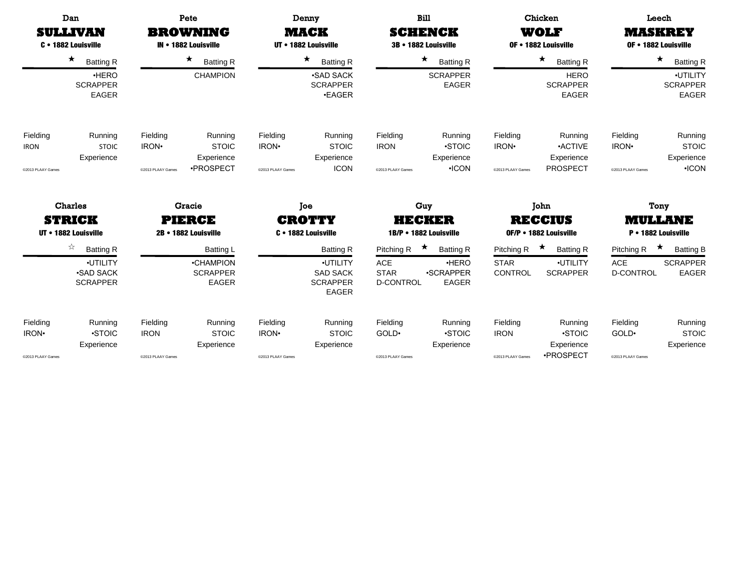Dan
**SULLIVAN**
C • 1882 Louisville

★ Batting R

•HERO
SCRAPPER
EAGER

Fielding: IRON
Running: STOIC
Experience:

©2013 PLAAY Games

---

Pete
**BROWNING**
IN • 1882 Louisville

★ Batting R

CHAMPION

Fielding: IRON•
Running: STOIC
Experience: •PROSPECT

©2013 PLAAY Games

---

Denny
**MACK**
UT • 1882 Louisville

★ Batting R

•SAD SACK
SCRAPPER
•EAGER

Fielding: IRON•
Running: STOIC
Experience: ICON

©2013 PLAAY Games

---

Bill
**SCHENCK**
3B • 1882 Louisville

★ Batting R

SCRAPPER
EAGER

Fielding: IRON
Running: •STOIC
Experience: •ICON

©2013 PLAAY Games

---

Chicken
**WOLF**
OF • 1882 Louisville

★ Batting R

HERO
SCRAPPER
EAGER

Fielding: IRON•
Running: •ACTIVE
Experience: PROSPECT

©2013 PLAAY Games

---

Leech
**MASKREY**
OF • 1882 Louisville

★ Batting R

•UTILITY
SCRAPPER
EAGER

Fielding: IRON•
Running: STOIC
Experience: •ICON

©2013 PLAAY Games

---

Charles
**STRICK**
UT • 1882 Louisville

☆ Batting R

•UTILITY
•SAD SACK
SCRAPPER

Fielding: IRON•
Running: •STOIC
Experience:

©2013 PLAAY Games

---

Gracie
**PIERCE**
2B • 1882 Louisville

Batting L

•CHAMPION
SCRAPPER
EAGER

Fielding: IRON
Running: STOIC
Experience:

©2013 PLAAY Games

---

Joe
**CROTTY**
C • 1882 Louisville

Batting R

•UTILITY
SAD SACK
SCRAPPER
EAGER

Fielding: IRON•
Running: STOIC
Experience:

©2013 PLAAY Games

---

Guy
**HECKER**
1B/P • 1882 Louisville

Pitching R ★ Batting R

| Pitching | Batting |
|---|---|
| ACE | •HERO |
| STAR | •SCRAPPER |
| D-CONTROL | EAGER |

Fielding: GOLD•
Running: •STOIC
Experience:

©2013 PLAAY Games

---

John
**RECCIUS**
OF/P • 1882 Louisville

Pitching R ★ Batting R

| Pitching | Batting |
|---|---|
| STAR | •UTILITY |
| CONTROL | SCRAPPER |

Fielding: IRON
Running: •STOIC
Experience: •PROSPECT

©2013 PLAAY Games

---

Tony
**MULLANE**
P • 1882 Louisville

Pitching R ★ Batting B

| Pitching | Batting |
|---|---|
| ACE | SCRAPPER |
| D-CONTROL | EAGER |

Fielding: GOLD•
Running: STOIC
Experience:

©2013 PLAAY Games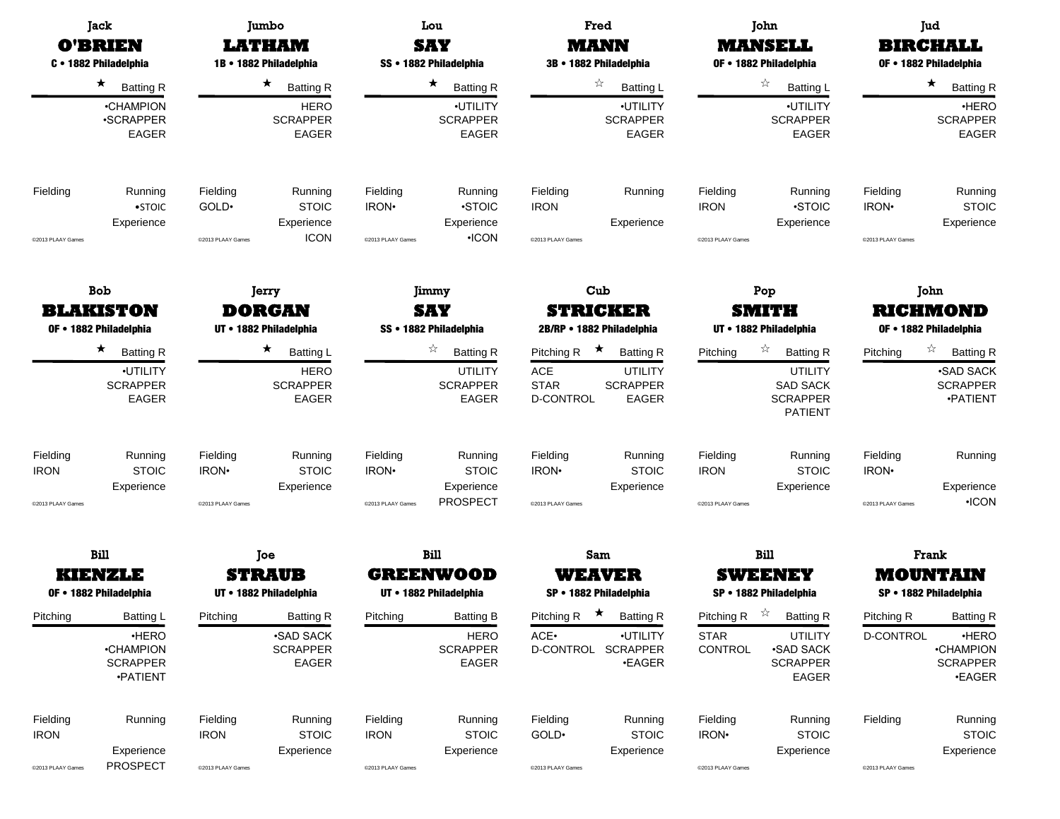## Jack O'BRIEN
**C • 1882 Philadelphia**

★ Batting R

•CHAMPION
•SCRAPPER
EAGER

Fielding | Running
•STOIC
Experience

©2013 PLAAY Games

## Jumbo LATHAM
**1B • 1882 Philadelphia**

★ Batting R

HERO
SCRAPPER
EAGER

Fielding | Running
GOLD• | STOIC
Experience
ICON

©2013 PLAAY Games

## Lou SAY
**SS • 1882 Philadelphia**

★ Batting R

•UTILITY
SCRAPPER
EAGER

Fielding | Running
IRON• | •STOIC
Experience
•ICON

©2013 PLAAY Games

## Fred MANN
**3B • 1882 Philadelphia**

☆ Batting L

•UTILITY
SCRAPPER
EAGER

Fielding | Running
IRON
Experience

©2013 PLAAY Games

## John MANSELL
**OF • 1882 Philadelphia**

☆ Batting L

•UTILITY
SCRAPPER
EAGER

Fielding | Running
IRON | •STOIC
Experience

©2013 PLAAY Games

## Jud BIRCHALL
**OF • 1882 Philadelphia**

★ Batting R

•HERO
SCRAPPER
EAGER

Fielding | Running
IRON• | STOIC
Experience

©2013 PLAAY Games

## Bob BLAKISTON
**OF • 1882 Philadelphia**

★ Batting R

•UTILITY
SCRAPPER
EAGER

Fielding | Running
IRON | STOIC
Experience

©2013 PLAAY Games

## Jerry DORGAN
**UT • 1882 Philadelphia**

★ Batting L

HERO
SCRAPPER
EAGER

Fielding | Running
IRON• | STOIC
Experience

©2013 PLAAY Games

## Jimmy SAY
**SS • 1882 Philadelphia**

☆ Batting R

UTILITY
SCRAPPER
EAGER

Fielding | Running
IRON• | STOIC
Experience
PROSPECT

©2013 PLAAY Games

## Cub STRICKER
**2B/RP • 1882 Philadelphia**

Pitching R ★ Batting R

ACE | UTILITY
STAR | SCRAPPER
D-CONTROL | EAGER

Fielding | Running
IRON• | STOIC
Experience

©2013 PLAAY Games

## Pop SMITH
**UT • 1882 Philadelphia**

Pitching ☆ Batting R

UTILITY
SAD SACK
SCRAPPER
PATIENT

Fielding | Running
IRON | STOIC
Experience

©2013 PLAAY Games

## John RICHMOND
**OF • 1882 Philadelphia**

Pitching ☆ Batting R

•SAD SACK
SCRAPPER
•PATIENT

Fielding | Running
IRON•
Experience
•ICON

©2013 PLAAY Games

## Bill KIENZLE
**OF • 1882 Philadelphia**

Pitching | Batting L

•HERO
•CHAMPION
SCRAPPER
•PATIENT

Fielding | Running
IRON
Experience
PROSPECT

©2013 PLAAY Games

## Joe STRAUB
**UT • 1882 Philadelphia**

Pitching | Batting R

•SAD SACK
SCRAPPER
EAGER

Fielding | Running
IRON | STOIC
Experience

©2013 PLAAY Games

## Bill GREENWOOD
**UT • 1882 Philadelphia**

Pitching | Batting B

HERO
SCRAPPER
EAGER

Fielding | Running
IRON | STOIC
Experience

©2013 PLAAY Games

## Sam WEAVER
**SP • 1882 Philadelphia**

Pitching R ★ Batting R

ACE• | •UTILITY
D-CONTROL | SCRAPPER
•EAGER

Fielding | Running
GOLD• | STOIC
Experience

©2013 PLAAY Games

## Bill SWEENEY
**SP • 1882 Philadelphia**

Pitching R ☆ Batting R

STAR | UTILITY
CONTROL | •SAD SACK
SCRAPPER
EAGER

Fielding | Running
IRON• | STOIC
Experience

©2013 PLAAY Games

## Frank MOUNTAIN
**SP • 1882 Philadelphia**

Pitching R | Batting R

D-CONTROL | •HERO
•CHAMPION
SCRAPPER
•EAGER

Fielding | Running
STOIC
Experience

©2013 PLAAY Games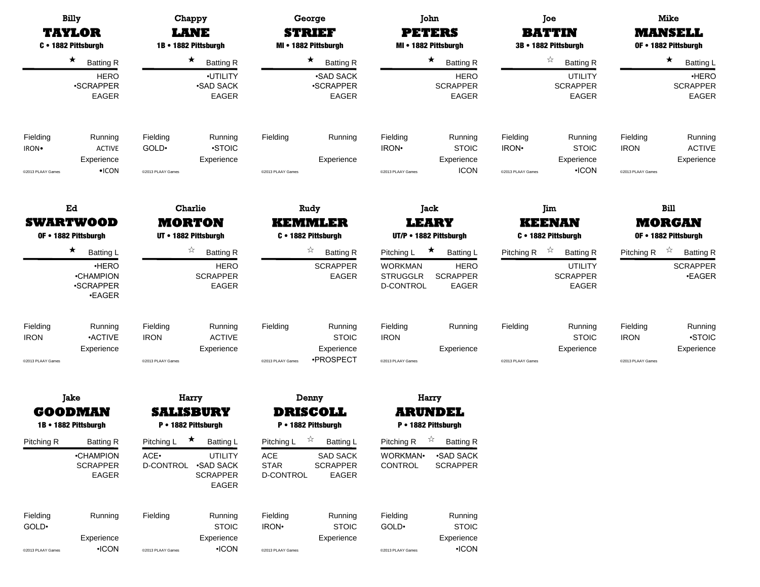### Billy **TAYLOR**
**C • 1882 Pittsburgh**

★ Batting R

HERO
•SCRAPPER
EAGER

Fielding: IRON•
Running: ACTIVE
Experience: •ICON

©2013 PLAAY Games

---

### Chappy **LANE**
**1B • 1882 Pittsburgh**

★ Batting R

•UTILITY
•SAD SACK
EAGER

Fielding: GOLD•
Running: •STOIC
Experience:

©2013 PLAAY Games

---

### George **STRIEF**
**MI • 1882 Pittsburgh**

★ Batting R

•SAD SACK
•SCRAPPER
EAGER

Fielding:
Running:
Experience:

©2013 PLAAY Games

---

### John **PETERS**
**MI • 1882 Pittsburgh**

★ Batting R

HERO
SCRAPPER
EAGER

Fielding: IRON•
Running: STOIC
Experience: ICON

©2013 PLAAY Games

---

### Joe **BATTIN**
**3B • 1882 Pittsburgh**

☆ Batting R

UTILITY
SCRAPPER
EAGER

Fielding: IRON•
Running: STOIC
Experience: •ICON

©2013 PLAAY Games

---

### Mike **MANSELL**
**OF • 1882 Pittsburgh**

★ Batting L

•HERO
SCRAPPER
EAGER

Fielding: IRON
Running: ACTIVE
Experience:

©2013 PLAAY Games

---

### Ed **SWARTWOOD**
**OF • 1882 Pittsburgh**

★ Batting L

•HERO
•CHAMPION
•SCRAPPER
•EAGER

Fielding: IRON
Running: •ACTIVE
Experience:

©2013 PLAAY Games

---

### Charlie **MORTON**
**UT • 1882 Pittsburgh**

☆ Batting R

HERO
SCRAPPER
EAGER

Fielding: IRON
Running: ACTIVE
Experience:

©2013 PLAAY Games

---

### Rudy **KEMMLER**
**C • 1882 Pittsburgh**

☆ Batting R

SCRAPPER
EAGER

Fielding:
Running: STOIC
Experience: •PROSPECT

©2013 PLAAY Games

---

### Jack **LEARY**
**UT/P • 1882 Pittsburgh**

Pitching L ★ Batting L

Pitching: WORKMAN, STRUGGLR, D-CONTROL
Batting: HERO, SCRAPPER, EAGER

Fielding: IRON
Running:
Experience:

©2013 PLAAY Games

---

### Jim **KEENAN**
**C • 1882 Pittsburgh**

Pitching R ☆ Batting R

UTILITY
SCRAPPER
EAGER

Fielding:
Running: STOIC
Experience:

©2013 PLAAY Games

---

### Bill **MORGAN**
**OF • 1882 Pittsburgh**

Pitching R ☆ Batting R

SCRAPPER
•EAGER

Fielding: IRON
Running: •STOIC
Experience:

©2013 PLAAY Games

---

### Jake **GOODMAN**
**1B • 1882 Pittsburgh**

Pitching R Batting R

•CHAMPION
SCRAPPER
EAGER

Fielding: GOLD•
Running:
Experience: •ICON

©2013 PLAAY Games

---

### Harry **SALISBURY**
**P • 1882 Pittsburgh**

Pitching L ★ Batting L

Pitching: ACE•, D-CONTROL
Batting: UTILITY, •SAD SACK, SCRAPPER, EAGER

Fielding:
Running: STOIC
Experience: •ICON

©2013 PLAAY Games

---

### Denny **DRISCOLL**
**P • 1882 Pittsburgh**

Pitching L ☆ Batting L

Pitching: ACE, STAR, D-CONTROL
Batting: SAD SACK, SCRAPPER, EAGER

Fielding: IRON•
Running: STOIC
Experience:

©2013 PLAAY Games

---

### Harry **ARUNDEL**
**P • 1882 Pittsburgh**

Pitching R ☆ Batting R

Pitching: WORKMAN•, CONTROL
Batting: •SAD SACK, SCRAPPER

Fielding: GOLD•
Running: STOIC
Experience: •ICON

©2013 PLAAY Games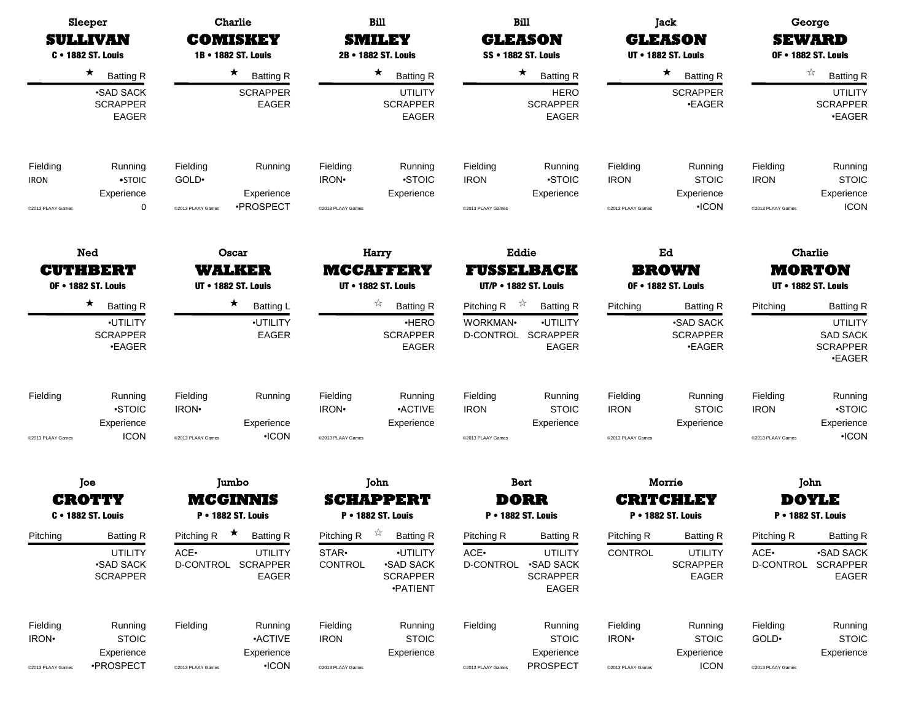Sleeper
## SULLIVAN
C • 1882 ST. Louis

★ Batting R

•SAD SACK
SCRAPPER
EAGER

Fielding: IRON
Running: •STOIC
Experience: 0

©2013 PLAAY Games

---

Charlie
## COMISKEY
1B • 1882 ST. Louis

★ Batting R

SCRAPPER
EAGER

Fielding: GOLD•
Running:
Experience: •PROSPECT

©2013 PLAAY Games

---

Bill
## SMILEY
2B • 1882 ST. Louis

★ Batting R

UTILITY
SCRAPPER
EAGER

Fielding: IRON•
Running: •STOIC
Experience:

©2013 PLAAY Games

---

Bill
## GLEASON
SS • 1882 ST. Louis

★ Batting R

HERO
SCRAPPER
EAGER

Fielding: IRON
Running: •STOIC
Experience:

©2013 PLAAY Games

---

Jack
## GLEASON
UT • 1882 ST. Louis

★ Batting R

SCRAPPER
•EAGER

Fielding: IRON
Running: STOIC
Experience: •ICON

©2013 PLAAY Games

---

George
## SEWARD
OF • 1882 ST. Louis

☆ Batting R

UTILITY
SCRAPPER
•EAGER

Fielding: IRON
Running: STOIC
Experience: ICON

©2013 PLAAY Games

---

Ned
## CUTHBERT
OF • 1882 ST. Louis

★ Batting R

•UTILITY
SCRAPPER
•EAGER

Fielding:
Running: •STOIC
Experience: ICON

©2013 PLAAY Games

---

Oscar
## WALKER
UT • 1882 ST. Louis

★ Batting L

•UTILITY
EAGER

Fielding: IRON•
Running:
Experience: •ICON

©2013 PLAAY Games

---

Harry
## MCCAFFERY
UT • 1882 ST. Louis

☆ Batting R

•HERO
SCRAPPER
EAGER

Fielding: IRON•
Running: •ACTIVE
Experience:

©2013 PLAAY Games

---

Eddie
## FUSSELBACK
UT/P • 1882 ST. Louis

Pitching R ☆ Batting R

WORKMAN• D-CONTROL

•UTILITY
SCRAPPER
EAGER

Fielding: IRON
Running: STOIC
Experience:

©2013 PLAAY Games

---

Ed
## BROWN
OF • 1882 ST. Louis

Pitching — Batting R

•SAD SACK
SCRAPPER
•EAGER

Fielding: IRON
Running: STOIC
Experience:

©2013 PLAAY Games

---

Charlie
## MORTON
UT • 1882 ST. Louis

Pitching — Batting R

UTILITY
SAD SACK
SCRAPPER
•EAGER

Fielding: IRON
Running: •STOIC
Experience: •ICON

©2013 PLAAY Games

---

Joe
## CROTTY
C • 1882 ST. Louis

Pitching — Batting R

UTILITY
•SAD SACK
SCRAPPER

Fielding: IRON•
Running: STOIC
Experience: •PROSPECT

©2013 PLAAY Games

---

Jumbo
## MCGINNIS
P • 1882 ST. Louis

Pitching R ★ Batting R

ACE• D-CONTROL

UTILITY
SCRAPPER
EAGER

Fielding:
Running: •ACTIVE
Experience: •ICON

©2013 PLAAY Games

---

John
## SCHAPPERT
P • 1882 ST. Louis

Pitching R ☆ Batting R

STAR• CONTROL

•UTILITY
•SAD SACK
SCRAPPER
•PATIENT

Fielding: IRON
Running: STOIC
Experience:

©2013 PLAAY Games

---

Bert
## DORR
P • 1882 ST. Louis

Pitching R — Batting R

ACE• D-CONTROL

UTILITY
•SAD SACK
SCRAPPER
EAGER

Fielding:
Running: STOIC
Experience: PROSPECT

©2013 PLAAY Games

---

Morrie
## CRITCHLEY
P • 1882 ST. Louis

Pitching R — Batting R

CONTROL

UTILITY
SCRAPPER
EAGER

Fielding: IRON•
Running: STOIC
Experience: ICON

©2013 PLAAY Games

---

John
## DOYLE
P • 1882 ST. Louis

Pitching R — Batting R

ACE• D-CONTROL

•SAD SACK
SCRAPPER
EAGER

Fielding: GOLD•
Running: STOIC
Experience:

©2013 PLAAY Games